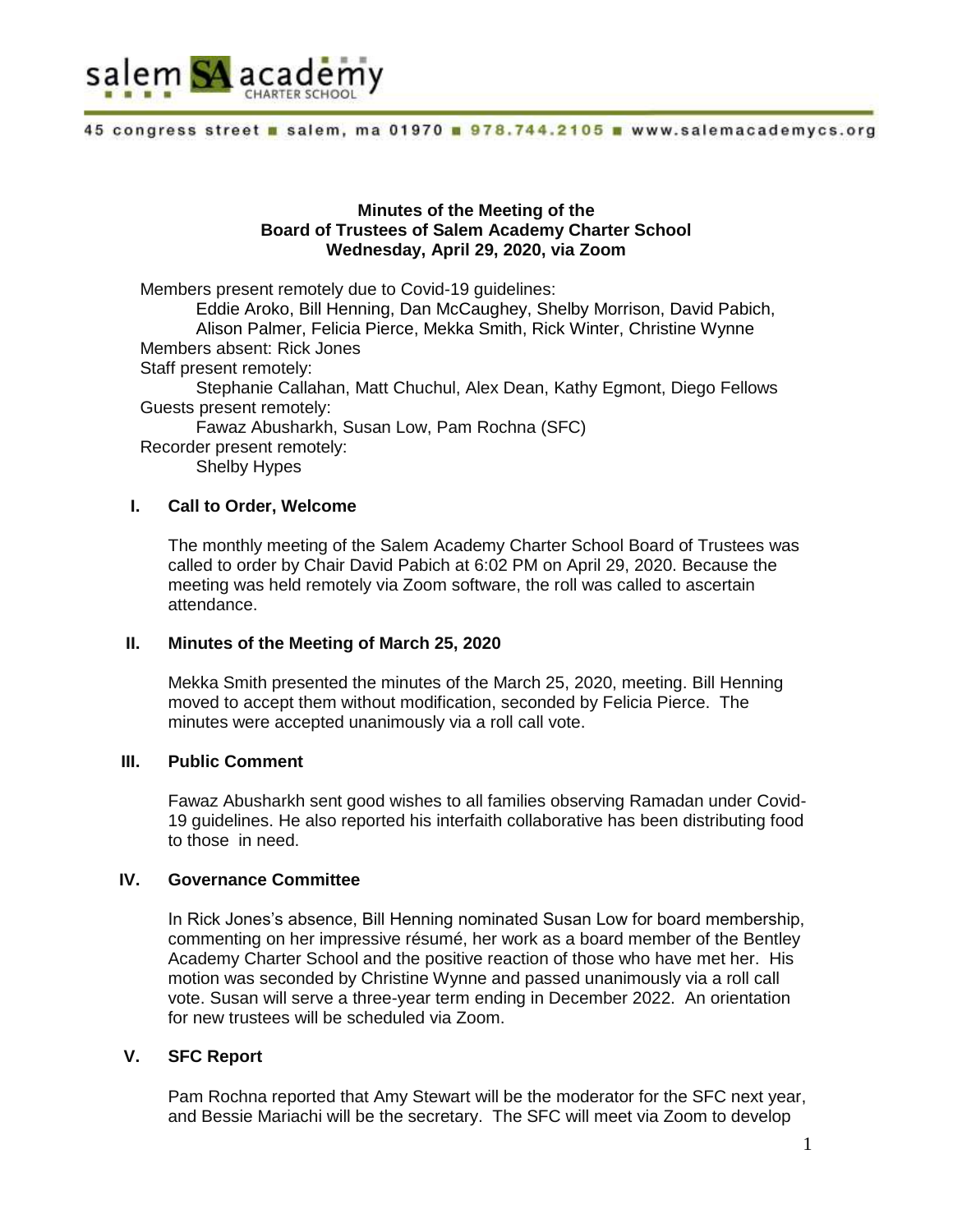salem SA academy CHARTER SCHOOL

45 congress street ■ salem, ma 01970 ■ 978.744.2105 ■ www.salemacademycs.org

**Minutes of the Meeting of the**
**Board of Trustees of Salem Academy Charter School**
**Wednesday, April 29, 2020, via Zoom**

Members present remotely due to Covid-19 guidelines:
Eddie Aroko, Bill Henning, Dan McCaughey, Shelby Morrison, David Pabich, Alison Palmer, Felicia Pierce, Mekka Smith, Rick Winter, Christine Wynne
Members absent: Rick Jones
Staff present remotely:
Stephanie Callahan, Matt Chuchul, Alex Dean, Kathy Egmont, Diego Fellows
Guests present remotely:
Fawaz Abusharkh, Susan Low, Pam Rochna (SFC)
Recorder present remotely:
Shelby Hypes

## I. Call to Order, Welcome

The monthly meeting of the Salem Academy Charter School Board of Trustees was called to order by Chair David Pabich at 6:02 PM on April 29, 2020. Because the meeting was held remotely via Zoom software, the roll was called to ascertain attendance.

## II. Minutes of the Meeting of March 25, 2020

Mekka Smith presented the minutes of the March 25, 2020, meeting. Bill Henning moved to accept them without modification, seconded by Felicia Pierce. The minutes were accepted unanimously via a roll call vote.

## III. Public Comment

Fawaz Abusharkh sent good wishes to all families observing Ramadan under Covid-19 guidelines. He also reported his interfaith collaborative has been distributing food to those in need.

## IV. Governance Committee

In Rick Jones's absence, Bill Henning nominated Susan Low for board membership, commenting on her impressive résumé, her work as a board member of the Bentley Academy Charter School and the positive reaction of those who have met her. His motion was seconded by Christine Wynne and passed unanimously via a roll call vote. Susan will serve a three-year term ending in December 2022. An orientation for new trustees will be scheduled via Zoom.

## V. SFC Report

Pam Rochna reported that Amy Stewart will be the moderator for the SFC next year, and Bessie Mariachi will be the secretary. The SFC will meet via Zoom to develop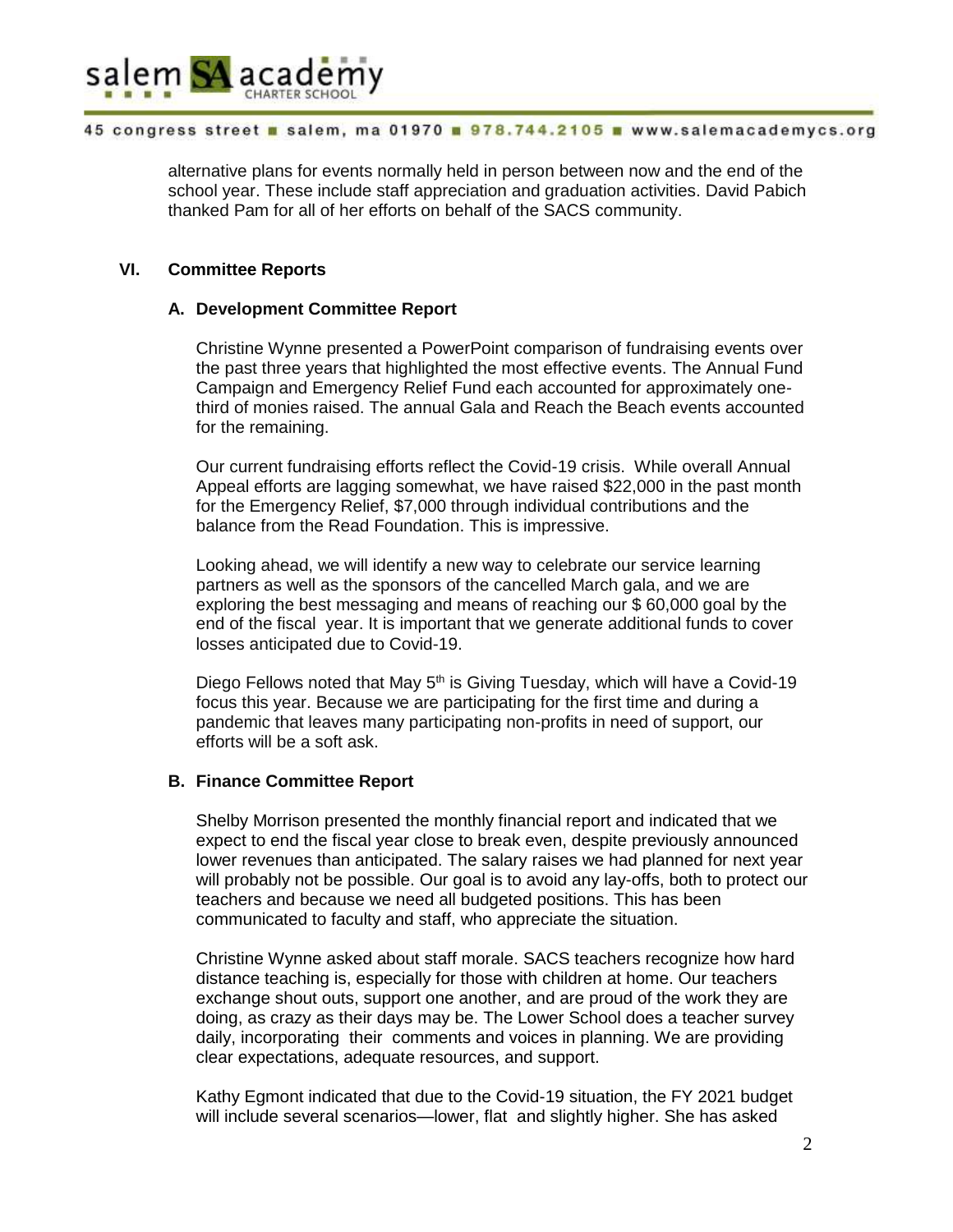alternative plans for events normally held in person between now and the end of the school year. These include staff appreciation and graduation activities. David Pabich thanked Pam for all of her efforts on behalf of the SACS community.

## VI. Committee Reports

### A. Development Committee Report

Christine Wynne presented a PowerPoint comparison of fundraising events over the past three years that highlighted the most effective events. The Annual Fund Campaign and Emergency Relief Fund each accounted for approximately one-third of monies raised. The annual Gala and Reach the Beach events accounted for the remaining.

Our current fundraising efforts reflect the Covid-19 crisis. While overall Annual Appeal efforts are lagging somewhat, we have raised $22,000 in the past month for the Emergency Relief, $7,000 through individual contributions and the balance from the Read Foundation. This is impressive.

Looking ahead, we will identify a new way to celebrate our service learning partners as well as the sponsors of the cancelled March gala, and we are exploring the best messaging and means of reaching our $ 60,000 goal by the end of the fiscal year. It is important that we generate additional funds to cover losses anticipated due to Covid-19.

Diego Fellows noted that May 5th is Giving Tuesday, which will have a Covid-19 focus this year. Because we are participating for the first time and during a pandemic that leaves many participating non-profits in need of support, our efforts will be a soft ask.

### B. Finance Committee Report

Shelby Morrison presented the monthly financial report and indicated that we expect to end the fiscal year close to break even, despite previously announced lower revenues than anticipated. The salary raises we had planned for next year will probably not be possible. Our goal is to avoid any lay-offs, both to protect our teachers and because we need all budgeted positions. This has been communicated to faculty and staff, who appreciate the situation.

Christine Wynne asked about staff morale. SACS teachers recognize how hard distance teaching is, especially for those with children at home. Our teachers exchange shout outs, support one another, and are proud of the work they are doing, as crazy as their days may be. The Lower School does a teacher survey daily, incorporating their comments and voices in planning. We are providing clear expectations, adequate resources, and support.

Kathy Egmont indicated that due to the Covid-19 situation, the FY 2021 budget will include several scenarios—lower, flat and slightly higher. She has asked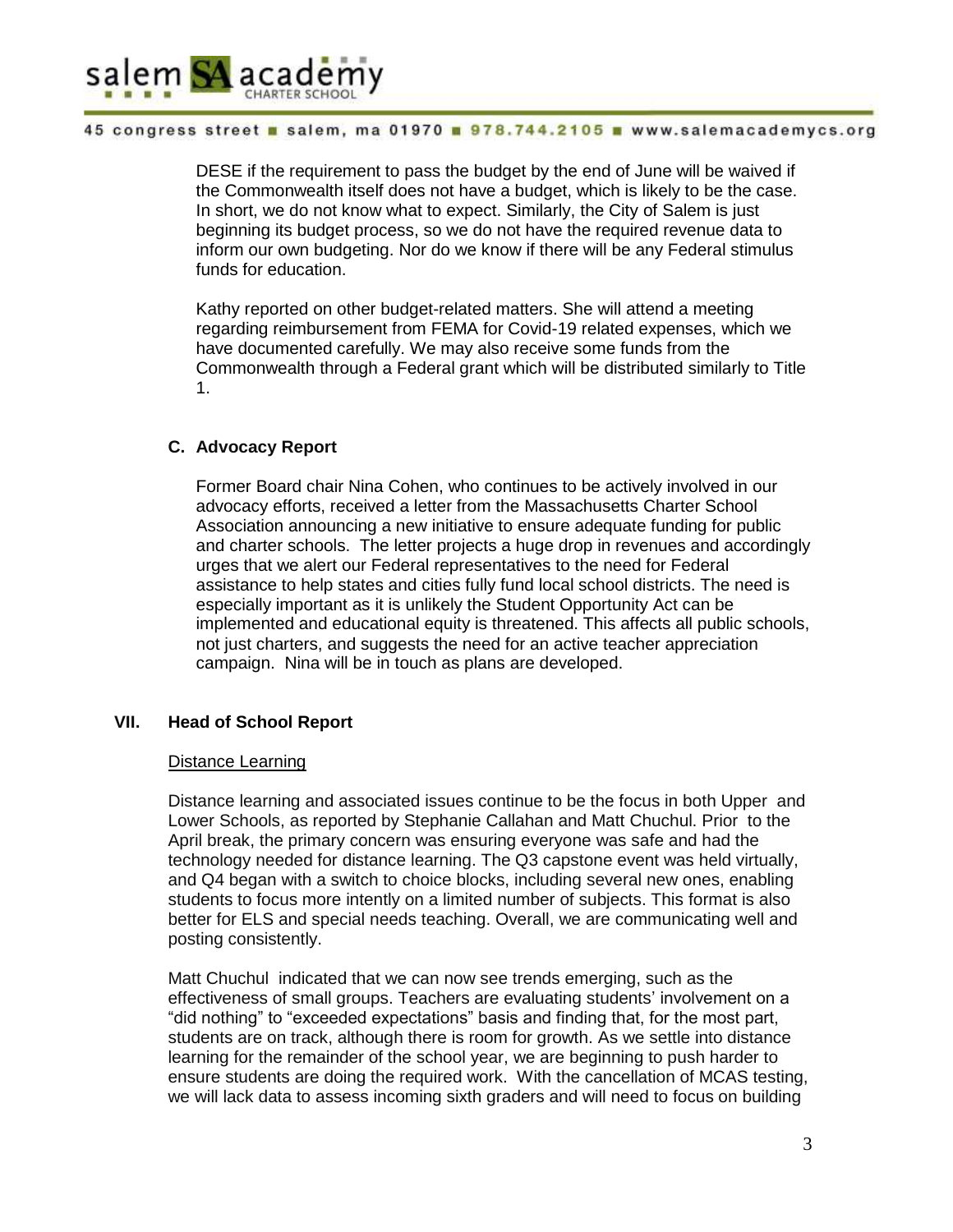DESE if the requirement to pass the budget by the end of June will be waived if the Commonwealth itself does not have a budget, which is likely to be the case. In short, we do not know what to expect. Similarly, the City of Salem is just beginning its budget process, so we do not have the required revenue data to inform our own budgeting. Nor do we know if there will be any Federal stimulus funds for education.

Kathy reported on other budget-related matters. She will attend a meeting regarding reimbursement from FEMA for Covid-19 related expenses, which we have documented carefully. We may also receive some funds from the Commonwealth through a Federal grant which will be distributed similarly to Title 1.

### C. Advocacy Report

Former Board chair Nina Cohen, who continues to be actively involved in our advocacy efforts, received a letter from the Massachusetts Charter School Association announcing a new initiative to ensure adequate funding for public and charter schools. The letter projects a huge drop in revenues and accordingly urges that we alert our Federal representatives to the need for Federal assistance to help states and cities fully fund local school districts. The need is especially important as it is unlikely the Student Opportunity Act can be implemented and educational equity is threatened. This affects all public schools, not just charters, and suggests the need for an active teacher appreciation campaign. Nina will be in touch as plans are developed.

## VII. Head of School Report

Distance Learning

Distance learning and associated issues continue to be the focus in both Upper and Lower Schools, as reported by Stephanie Callahan and Matt Chuchul. Prior to the April break, the primary concern was ensuring everyone was safe and had the technology needed for distance learning. The Q3 capstone event was held virtually, and Q4 began with a switch to choice blocks, including several new ones, enabling students to focus more intently on a limited number of subjects. This format is also better for ELS and special needs teaching. Overall, we are communicating well and posting consistently.

Matt Chuchul indicated that we can now see trends emerging, such as the effectiveness of small groups. Teachers are evaluating students' involvement on a "did nothing" to "exceeded expectations" basis and finding that, for the most part, students are on track, although there is room for growth. As we settle into distance learning for the remainder of the school year, we are beginning to push harder to ensure students are doing the required work. With the cancellation of MCAS testing, we will lack data to assess incoming sixth graders and will need to focus on building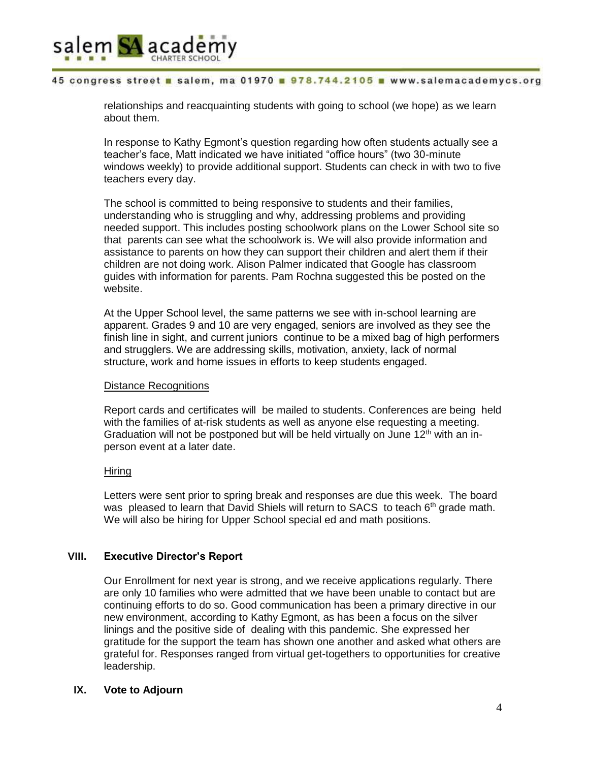relationships and reacquainting students with going to school (we hope) as we learn about them.

In response to Kathy Egmont's question regarding how often students actually see a teacher's face, Matt indicated we have initiated "office hours" (two 30-minute windows weekly) to provide additional support. Students can check in with two to five teachers every day.

The school is committed to being responsive to students and their families, understanding who is struggling and why, addressing problems and providing needed support. This includes posting schoolwork plans on the Lower School site so that parents can see what the schoolwork is. We will also provide information and assistance to parents on how they can support their children and alert them if their children are not doing work. Alison Palmer indicated that Google has classroom guides with information for parents. Pam Rochna suggested this be posted on the website.

At the Upper School level, the same patterns we see with in-school learning are apparent. Grades 9 and 10 are very engaged, seniors are involved as they see the finish line in sight, and current juniors continue to be a mixed bag of high performers and strugglers. We are addressing skills, motivation, anxiety, lack of normal structure, work and home issues in efforts to keep students engaged.

Distance Recognitions

Report cards and certificates will be mailed to students. Conferences are being held with the families of at-risk students as well as anyone else requesting a meeting. Graduation will not be postponed but will be held virtually on June 12th with an in-person event at a later date.

Hiring

Letters were sent prior to spring break and responses are due this week. The board was pleased to learn that David Shiels will return to SACS to teach 6th grade math. We will also be hiring for Upper School special ed and math positions.

## VIII. Executive Director's Report

Our Enrollment for next year is strong, and we receive applications regularly. There are only 10 families who were admitted that we have been unable to contact but are continuing efforts to do so. Good communication has been a primary directive in our new environment, according to Kathy Egmont, as has been a focus on the silver linings and the positive side of dealing with this pandemic. She expressed her gratitude for the support the team has shown one another and asked what others are grateful for. Responses ranged from virtual get-togethers to opportunities for creative leadership.

## IX. Vote to Adjourn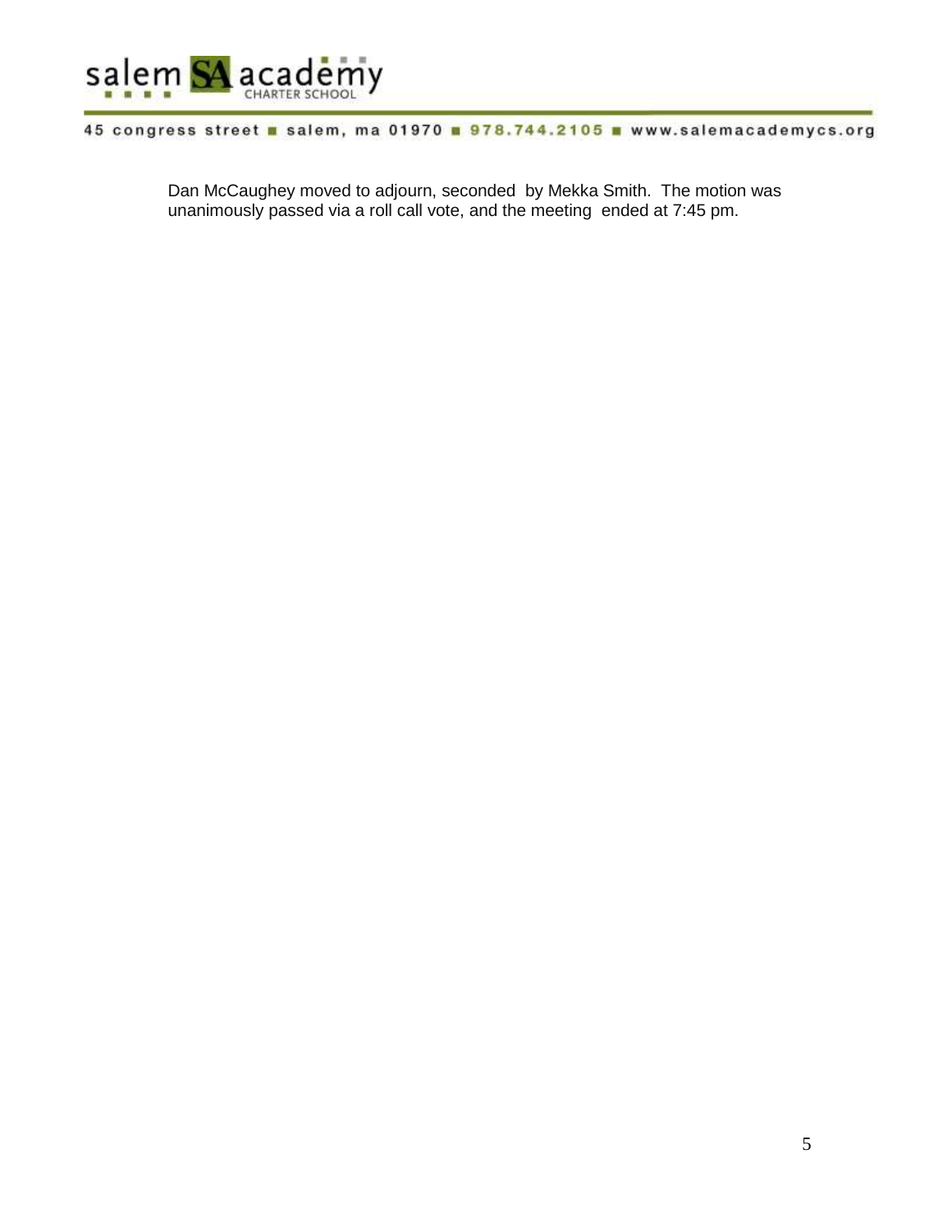Dan McCaughey moved to adjourn, seconded by Mekka Smith. The motion was unanimously passed via a roll call vote, and the meeting ended at 7:45 pm.